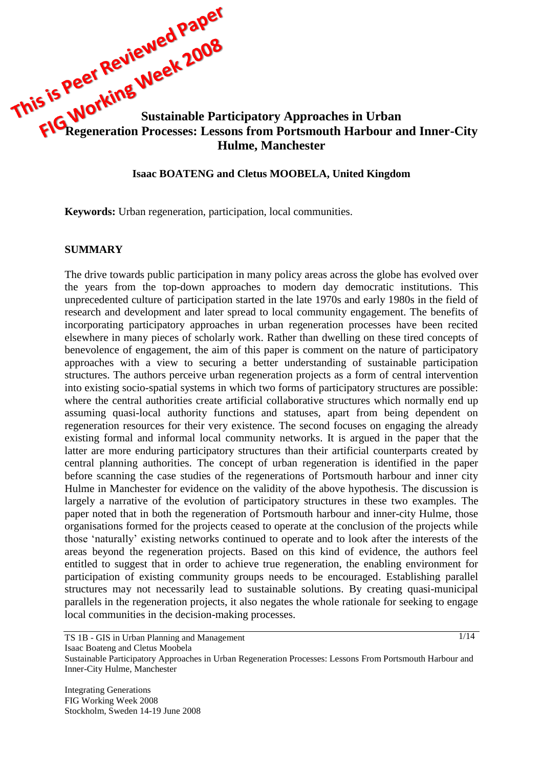# Sustainable Participatory Approaches in Urban Regeneration Processes: Lessons from Portsmouth Harbour and Inner-City Hulme, Manchester

**Isaac BOATENG and Cletus MOOBELA, United Kingdom**

**Keywords:** Urban regeneration, participation, local communities.

## SUMMARY

The drive towards public participation in many policy areas across the globe has evolved over the years from the top-down approaches to modern day democratic institutions. This unprecedented culture of participation started in the late 1970s and early 1980s in the field of research and development and later spread to local community engagement. The benefits of incorporating participatory approaches in urban regeneration processes have been recited elsewhere in many pieces of scholarly work. Rather than dwelling on these tired concepts of benevolence of engagement, the aim of this paper is comment on the nature of participatory approaches with a view to securing a better understanding of sustainable participation structures. The authors perceive urban regeneration projects as a form of central intervention into existing socio-spatial systems in which two forms of participatory structures are possible: where the central authorities create artificial collaborative structures which normally end up assuming quasi-local authority functions and statuses, apart from being dependent on regeneration resources for their very existence. The second focuses on engaging the already existing formal and informal local community networks. It is argued in the paper that the latter are more enduring participatory structures than their artificial counterparts created by central planning authorities. The concept of urban regeneration is identified in the paper before scanning the case studies of the regenerations of Portsmouth harbour and inner city Hulme in Manchester for evidence on the validity of the above hypothesis. The discussion is largely a narrative of the evolution of participatory structures in these two examples. The paper noted that in both the regeneration of Portsmouth harbour and inner-city Hulme, those organisations formed for the projects ceased to operate at the conclusion of the projects while those 'naturally' existing networks continued to operate and to look after the interests of the areas beyond the regeneration projects. Based on this kind of evidence, the authors feel entitled to suggest that in order to achieve true regeneration, the enabling environment for participation of existing community groups needs to be encouraged. Establishing parallel structures may not necessarily lead to sustainable solutions. By creating quasi-municipal parallels in the regeneration projects, it also negates the whole rationale for seeking to engage local communities in the decision-making processes.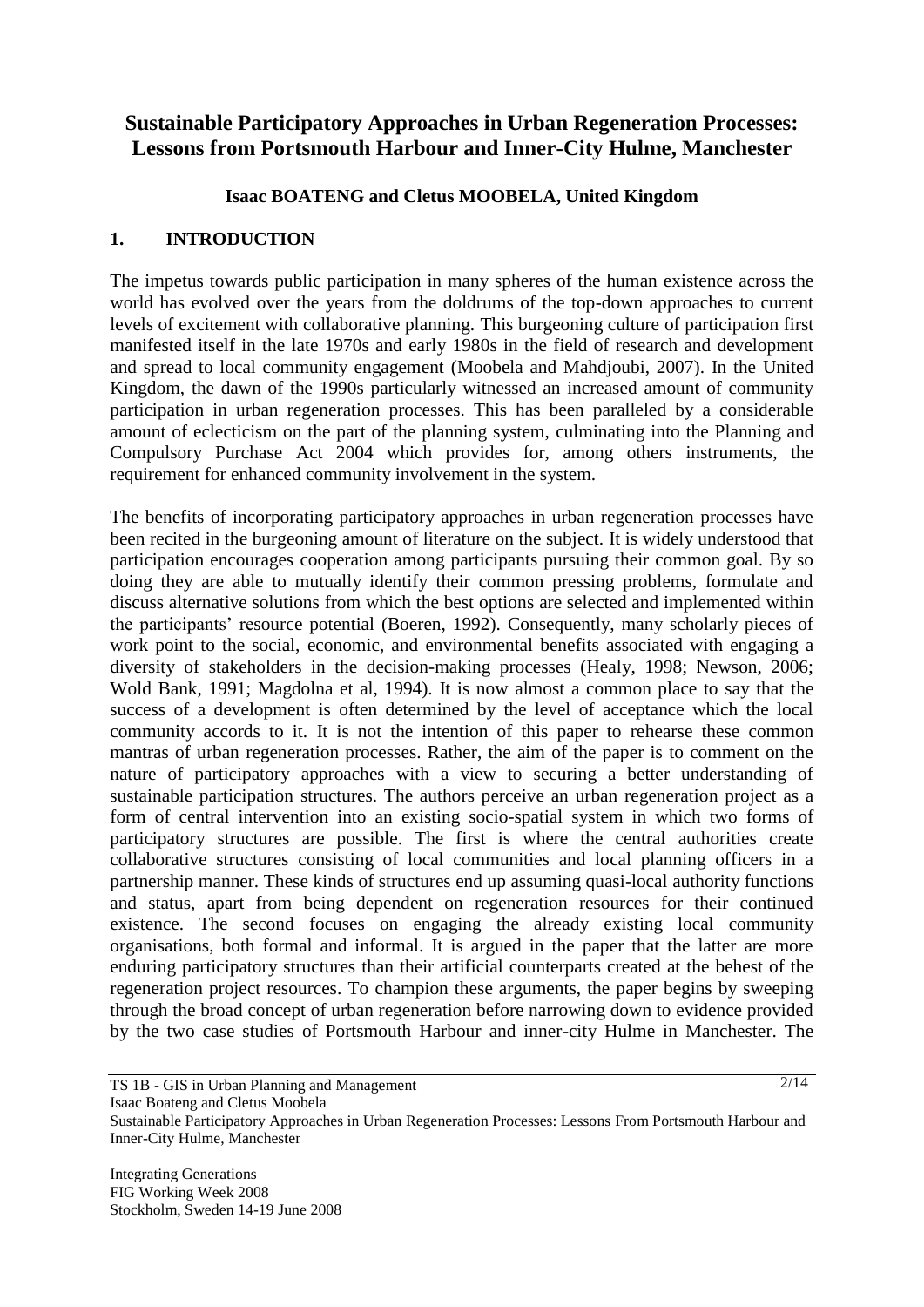# Sustainable Participatory Approaches in Urban Regeneration Processes: Lessons from Portsmouth Harbour and Inner-City Hulme, Manchester

**Isaac BOATENG and Cletus MOOBELA, United Kingdom**

## 1. INTRODUCTION

The impetus towards public participation in many spheres of the human existence across the world has evolved over the years from the doldrums of the top-down approaches to current levels of excitement with collaborative planning. This burgeoning culture of participation first manifested itself in the late 1970s and early 1980s in the field of research and development and spread to local community engagement (Moobela and Mahdjoubi, 2007). In the United Kingdom, the dawn of the 1990s particularly witnessed an increased amount of community participation in urban regeneration processes. This has been paralleled by a considerable amount of eclecticism on the part of the planning system, culminating into the Planning and Compulsory Purchase Act 2004 which provides for, among others instruments, the requirement for enhanced community involvement in the system.

The benefits of incorporating participatory approaches in urban regeneration processes have been recited in the burgeoning amount of literature on the subject. It is widely understood that participation encourages cooperation among participants pursuing their common goal. By so doing they are able to mutually identify their common pressing problems, formulate and discuss alternative solutions from which the best options are selected and implemented within the participants' resource potential (Boeren, 1992). Consequently, many scholarly pieces of work point to the social, economic, and environmental benefits associated with engaging a diversity of stakeholders in the decision-making processes (Healy, 1998; Newson, 2006; Wold Bank, 1991; Magdolna et al, 1994). It is now almost a common place to say that the success of a development is often determined by the level of acceptance which the local community accords to it. It is not the intention of this paper to rehearse these common mantras of urban regeneration processes. Rather, the aim of the paper is to comment on the nature of participatory approaches with a view to securing a better understanding of sustainable participation structures. The authors perceive an urban regeneration project as a form of central intervention into an existing socio-spatial system in which two forms of participatory structures are possible. The first is where the central authorities create collaborative structures consisting of local communities and local planning officers in a partnership manner. These kinds of structures end up assuming quasi-local authority functions and status, apart from being dependent on regeneration resources for their continued existence. The second focuses on engaging the already existing local community organisations, both formal and informal. It is argued in the paper that the latter are more enduring participatory structures than their artificial counterparts created at the behest of the regeneration project resources. To champion these arguments, the paper begins by sweeping through the broad concept of urban regeneration before narrowing down to evidence provided by the two case studies of Portsmouth Harbour and inner-city Hulme in Manchester. The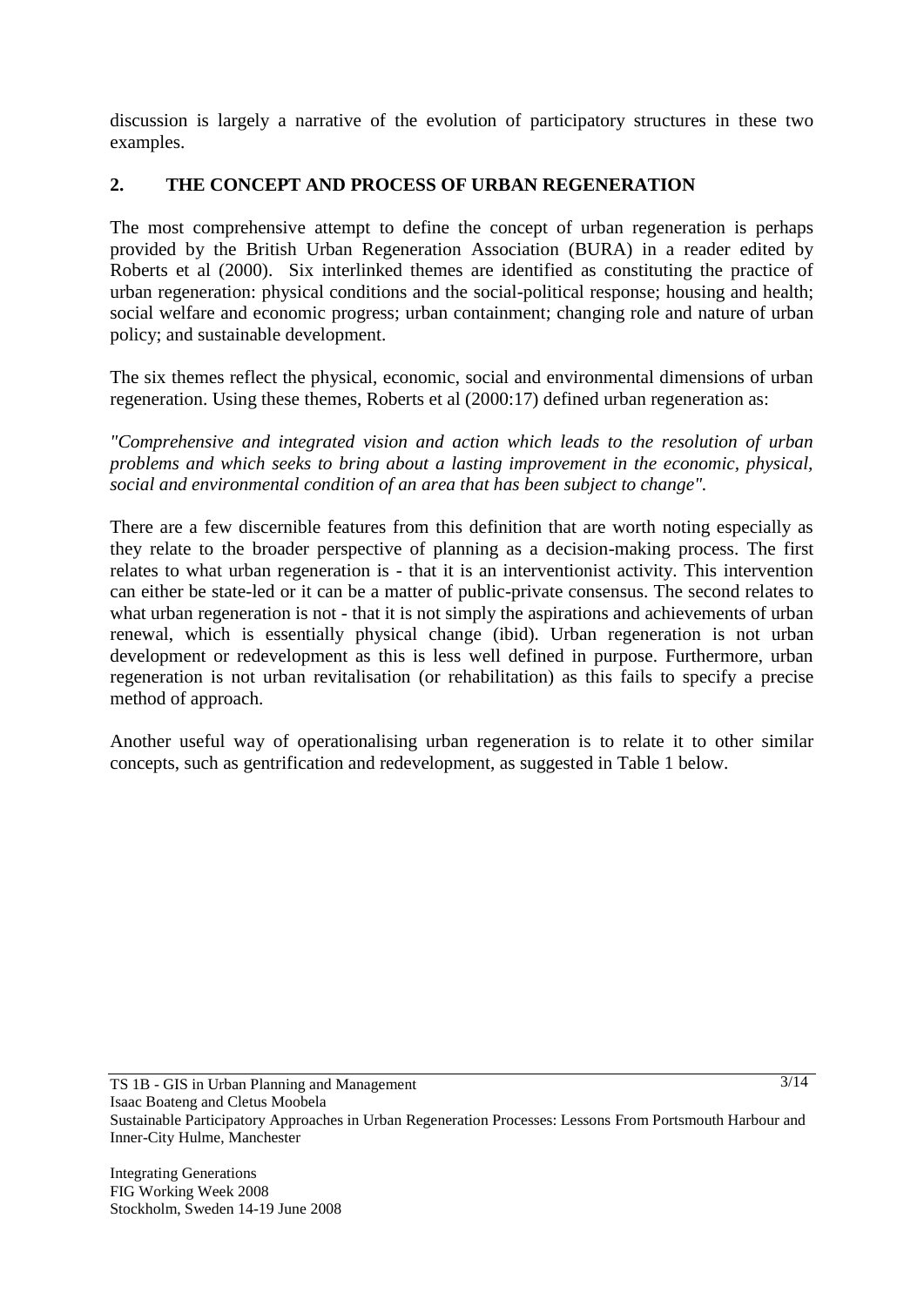discussion is largely a narrative of the evolution of participatory structures in these two examples.

## 2. THE CONCEPT AND PROCESS OF URBAN REGENERATION

The most comprehensive attempt to define the concept of urban regeneration is perhaps provided by the British Urban Regeneration Association (BURA) in a reader edited by Roberts et al (2000). Six interlinked themes are identified as constituting the practice of urban regeneration: physical conditions and the social-political response; housing and health; social welfare and economic progress; urban containment; changing role and nature of urban policy; and sustainable development.

The six themes reflect the physical, economic, social and environmental dimensions of urban regeneration. Using these themes, Roberts et al (2000:17) defined urban regeneration as:

*"Comprehensive and integrated vision and action which leads to the resolution of urban problems and which seeks to bring about a lasting improvement in the economic, physical, social and environmental condition of an area that has been subject to change".*

There are a few discernible features from this definition that are worth noting especially as they relate to the broader perspective of planning as a decision-making process. The first relates to what urban regeneration is - that it is an interventionist activity. This intervention can either be state-led or it can be a matter of public-private consensus. The second relates to what urban regeneration is not - that it is not simply the aspirations and achievements of urban renewal, which is essentially physical change (ibid). Urban regeneration is not urban development or redevelopment as this is less well defined in purpose. Furthermore, urban regeneration is not urban revitalisation (or rehabilitation) as this fails to specify a precise method of approach.

Another useful way of operationalising urban regeneration is to relate it to other similar concepts, such as gentrification and redevelopment, as suggested in Table 1 below.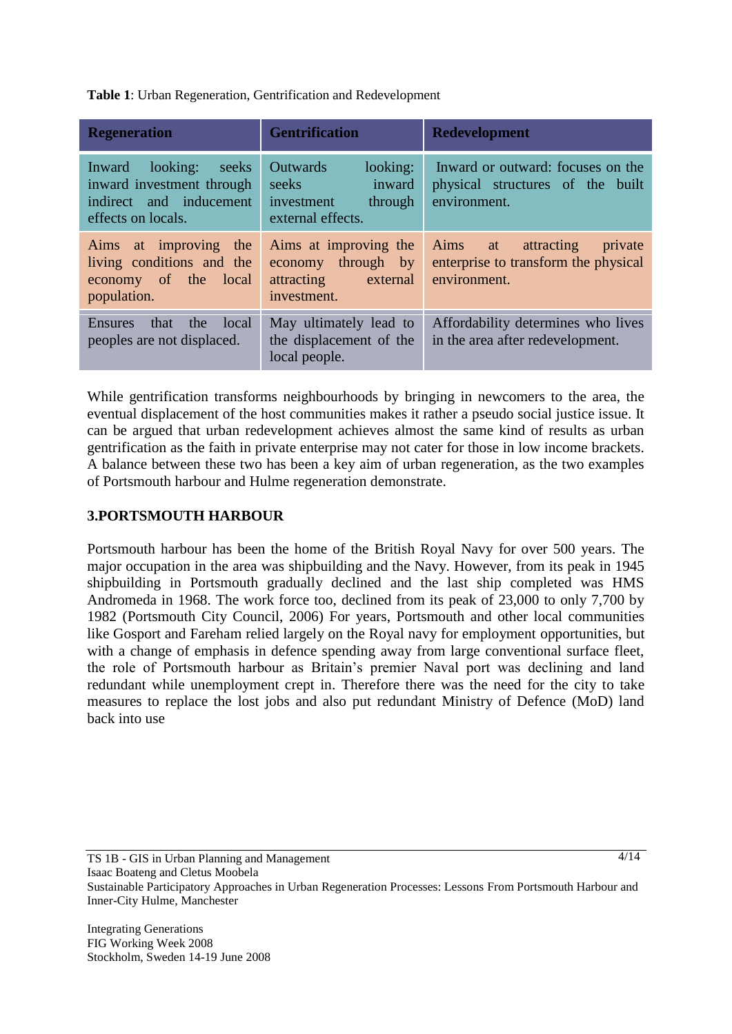**Table 1**: Urban Regeneration, Gentrification and Redevelopment

| Regeneration | Gentrification | Redevelopment |
|---|---|---|
| Inward looking: seeks inward investment through indirect and inducement effects on locals. | Outwards looking: seeks inward investment through external effects. | Inward or outward: focuses on the physical structures of the built environment. |
| Aims at improving the living conditions and the economy of the local population. | Aims at improving the economy through by attracting external investment. | Aims at attracting private enterprise to transform the physical environment. |
| Ensures that the local peoples are not displaced. | May ultimately lead to the displacement of the local people. | Affordability determines who lives in the area after redevelopment. |

While gentrification transforms neighbourhoods by bringing in newcomers to the area, the eventual displacement of the host communities makes it rather a pseudo social justice issue. It can be argued that urban redevelopment achieves almost the same kind of results as urban gentrification as the faith in private enterprise may not cater for those in low income brackets. A balance between these two has been a key aim of urban regeneration, as the two examples of Portsmouth harbour and Hulme regeneration demonstrate.

## 3.PORTSMOUTH HARBOUR

Portsmouth harbour has been the home of the British Royal Navy for over 500 years. The major occupation in the area was shipbuilding and the Navy. However, from its peak in 1945 shipbuilding in Portsmouth gradually declined and the last ship completed was HMS Andromeda in 1968. The work force too, declined from its peak of 23,000 to only 7,700 by 1982 (Portsmouth City Council, 2006) For years, Portsmouth and other local communities like Gosport and Fareham relied largely on the Royal navy for employment opportunities, but with a change of emphasis in defence spending away from large conventional surface fleet, the role of Portsmouth harbour as Britain's premier Naval port was declining and land redundant while unemployment crept in. Therefore there was the need for the city to take measures to replace the lost jobs and also put redundant Ministry of Defence (MoD) land back into use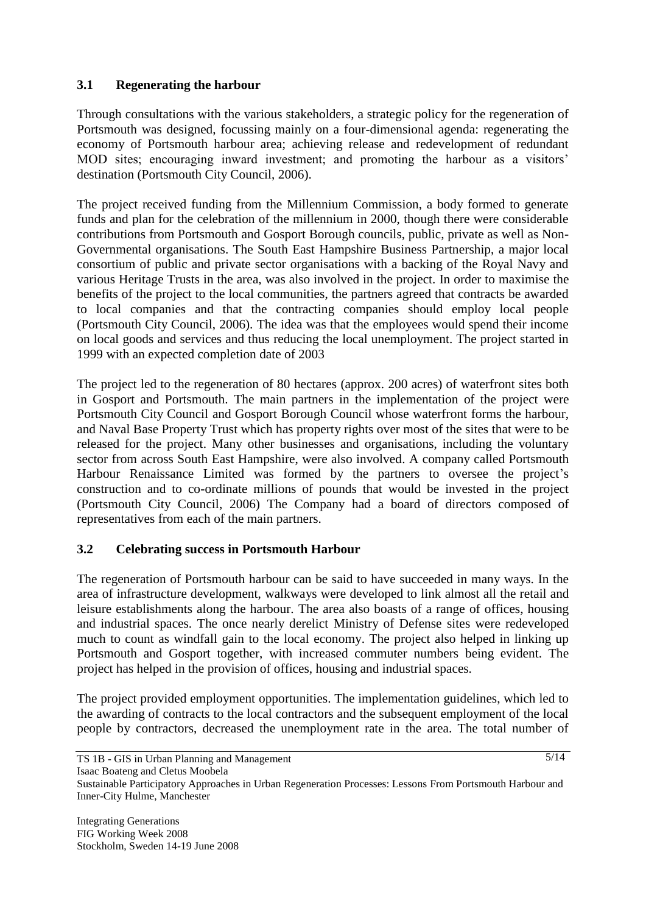### 3.1 Regenerating the harbour

Through consultations with the various stakeholders, a strategic policy for the regeneration of Portsmouth was designed, focussing mainly on a four-dimensional agenda: regenerating the economy of Portsmouth harbour area; achieving release and redevelopment of redundant MOD sites; encouraging inward investment; and promoting the harbour as a visitors' destination (Portsmouth City Council, 2006).

The project received funding from the Millennium Commission, a body formed to generate funds and plan for the celebration of the millennium in 2000, though there were considerable contributions from Portsmouth and Gosport Borough councils, public, private as well as Non-Governmental organisations. The South East Hampshire Business Partnership, a major local consortium of public and private sector organisations with a backing of the Royal Navy and various Heritage Trusts in the area, was also involved in the project. In order to maximise the benefits of the project to the local communities, the partners agreed that contracts be awarded to local companies and that the contracting companies should employ local people (Portsmouth City Council, 2006). The idea was that the employees would spend their income on local goods and services and thus reducing the local unemployment. The project started in 1999 with an expected completion date of 2003

The project led to the regeneration of 80 hectares (approx. 200 acres) of waterfront sites both in Gosport and Portsmouth. The main partners in the implementation of the project were Portsmouth City Council and Gosport Borough Council whose waterfront forms the harbour, and Naval Base Property Trust which has property rights over most of the sites that were to be released for the project. Many other businesses and organisations, including the voluntary sector from across South East Hampshire, were also involved. A company called Portsmouth Harbour Renaissance Limited was formed by the partners to oversee the project's construction and to co-ordinate millions of pounds that would be invested in the project (Portsmouth City Council, 2006) The Company had a board of directors composed of representatives from each of the main partners.

### 3.2 Celebrating success in Portsmouth Harbour

The regeneration of Portsmouth harbour can be said to have succeeded in many ways. In the area of infrastructure development, walkways were developed to link almost all the retail and leisure establishments along the harbour. The area also boasts of a range of offices, housing and industrial spaces. The once nearly derelict Ministry of Defense sites were redeveloped much to count as windfall gain to the local economy. The project also helped in linking up Portsmouth and Gosport together, with increased commuter numbers being evident. The project has helped in the provision of offices, housing and industrial spaces.

The project provided employment opportunities. The implementation guidelines, which led to the awarding of contracts to the local contractors and the subsequent employment of the local people by contractors, decreased the unemployment rate in the area. The total number of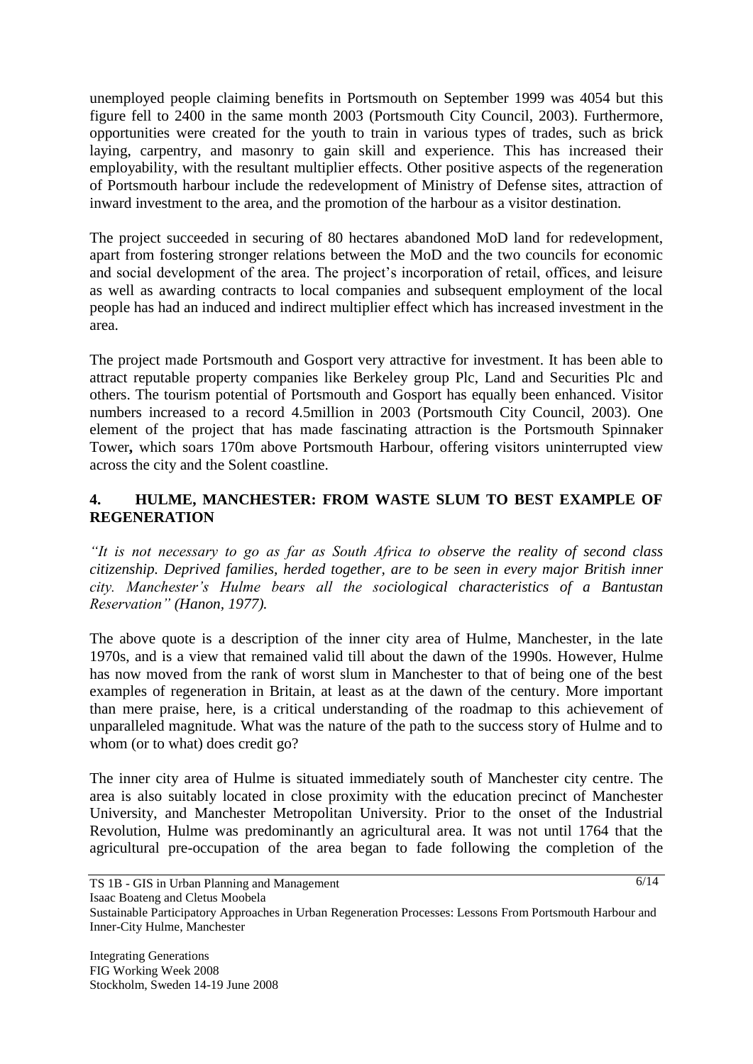unemployed people claiming benefits in Portsmouth on September 1999 was 4054 but this figure fell to 2400 in the same month 2003 (Portsmouth City Council, 2003). Furthermore, opportunities were created for the youth to train in various types of trades, such as brick laying, carpentry, and masonry to gain skill and experience. This has increased their employability, with the resultant multiplier effects. Other positive aspects of the regeneration of Portsmouth harbour include the redevelopment of Ministry of Defense sites, attraction of inward investment to the area, and the promotion of the harbour as a visitor destination.

The project succeeded in securing of 80 hectares abandoned MoD land for redevelopment, apart from fostering stronger relations between the MoD and the two councils for economic and social development of the area. The project's incorporation of retail, offices, and leisure as well as awarding contracts to local companies and subsequent employment of the local people has had an induced and indirect multiplier effect which has increased investment in the area.

The project made Portsmouth and Gosport very attractive for investment. It has been able to attract reputable property companies like Berkeley group Plc, Land and Securities Plc and others. The tourism potential of Portsmouth and Gosport has equally been enhanced. Visitor numbers increased to a record 4.5million in 2003 (Portsmouth City Council, 2003). One element of the project that has made fascinating attraction is the Portsmouth Spinnaker Tower**,** which soars 170m above Portsmouth Harbour, offering visitors uninterrupted view across the city and the Solent coastline.

## 4. HULME, MANCHESTER: FROM WASTE SLUM TO BEST EXAMPLE OF REGENERATION

*"It is not necessary to go as far as South Africa to observe the reality of second class citizenship. Deprived families, herded together, are to be seen in every major British inner city. Manchester's Hulme bears all the sociological characteristics of a Bantustan Reservation" (Hanon, 1977).*

The above quote is a description of the inner city area of Hulme, Manchester, in the late 1970s, and is a view that remained valid till about the dawn of the 1990s. However, Hulme has now moved from the rank of worst slum in Manchester to that of being one of the best examples of regeneration in Britain, at least as at the dawn of the century. More important than mere praise, here, is a critical understanding of the roadmap to this achievement of unparalleled magnitude. What was the nature of the path to the success story of Hulme and to whom (or to what) does credit go?

The inner city area of Hulme is situated immediately south of Manchester city centre. The area is also suitably located in close proximity with the education precinct of Manchester University, and Manchester Metropolitan University. Prior to the onset of the Industrial Revolution, Hulme was predominantly an agricultural area. It was not until 1764 that the agricultural pre-occupation of the area began to fade following the completion of the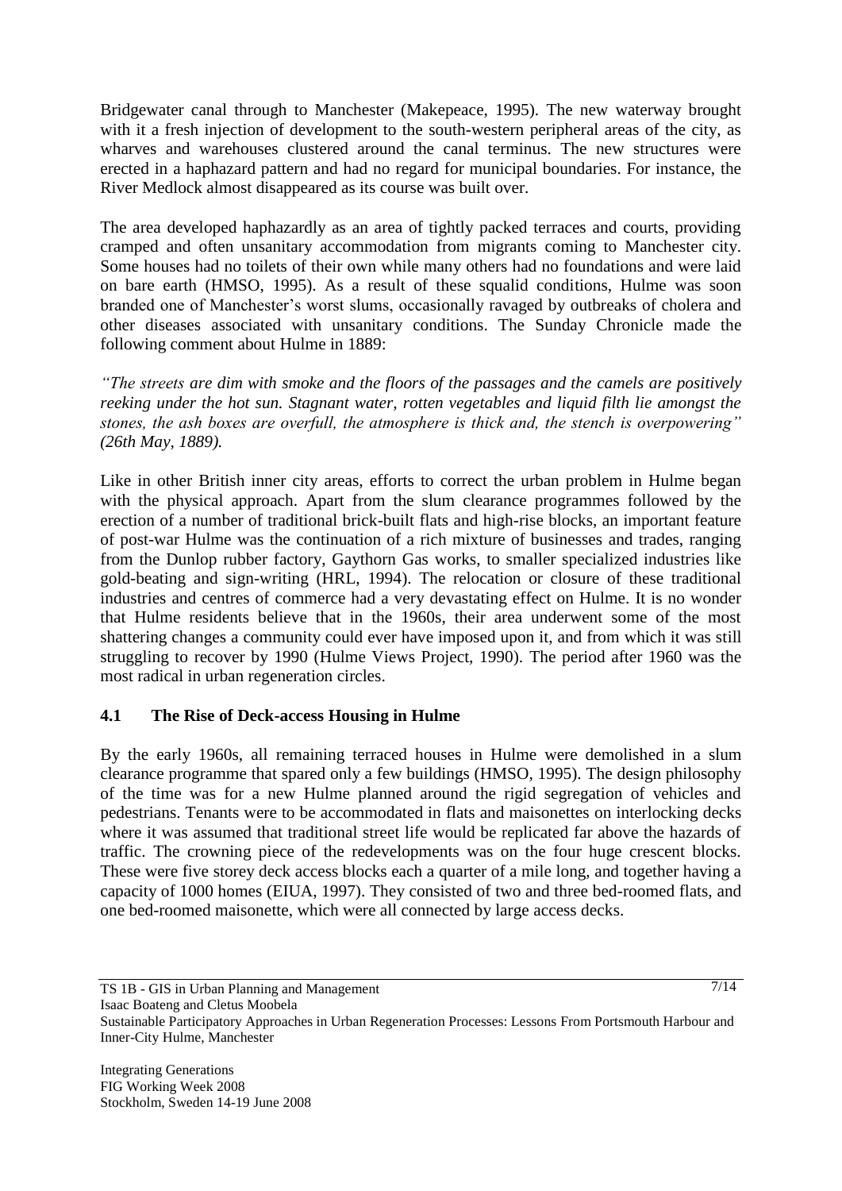Bridgewater canal through to Manchester (Makepeace, 1995). The new waterway brought with it a fresh injection of development to the south-western peripheral areas of the city, as wharves and warehouses clustered around the canal terminus. The new structures were erected in a haphazard pattern and had no regard for municipal boundaries. For instance, the River Medlock almost disappeared as its course was built over.

The area developed haphazardly as an area of tightly packed terraces and courts, providing cramped and often unsanitary accommodation from migrants coming to Manchester city. Some houses had no toilets of their own while many others had no foundations and were laid on bare earth (HMSO, 1995). As a result of these squalid conditions, Hulme was soon branded one of Manchester's worst slums, occasionally ravaged by outbreaks of cholera and other diseases associated with unsanitary conditions. The Sunday Chronicle made the following comment about Hulme in 1889:

*"The streets are dim with smoke and the floors of the passages and the camels are positively reeking under the hot sun. Stagnant water, rotten vegetables and liquid filth lie amongst the stones, the ash boxes are overfull, the atmosphere is thick and, the stench is overpowering" (26th May, 1889).*

Like in other British inner city areas, efforts to correct the urban problem in Hulme began with the physical approach. Apart from the slum clearance programmes followed by the erection of a number of traditional brick-built flats and high-rise blocks, an important feature of post-war Hulme was the continuation of a rich mixture of businesses and trades, ranging from the Dunlop rubber factory, Gaythorn Gas works, to smaller specialized industries like gold-beating and sign-writing (HRL, 1994). The relocation or closure of these traditional industries and centres of commerce had a very devastating effect on Hulme. It is no wonder that Hulme residents believe that in the 1960s, their area underwent some of the most shattering changes a community could ever have imposed upon it, and from which it was still struggling to recover by 1990 (Hulme Views Project, 1990). The period after 1960 was the most radical in urban regeneration circles.

## 4.1 The Rise of Deck-access Housing in Hulme

By the early 1960s, all remaining terraced houses in Hulme were demolished in a slum clearance programme that spared only a few buildings (HMSO, 1995). The design philosophy of the time was for a new Hulme planned around the rigid segregation of vehicles and pedestrians. Tenants were to be accommodated in flats and maisonettes on interlocking decks where it was assumed that traditional street life would be replicated far above the hazards of traffic. The crowning piece of the redevelopments was on the four huge crescent blocks. These were five storey deck access blocks each a quarter of a mile long, and together having a capacity of 1000 homes (EIUA, 1997). They consisted of two and three bed-roomed flats, and one bed-roomed maisonette, which were all connected by large access decks.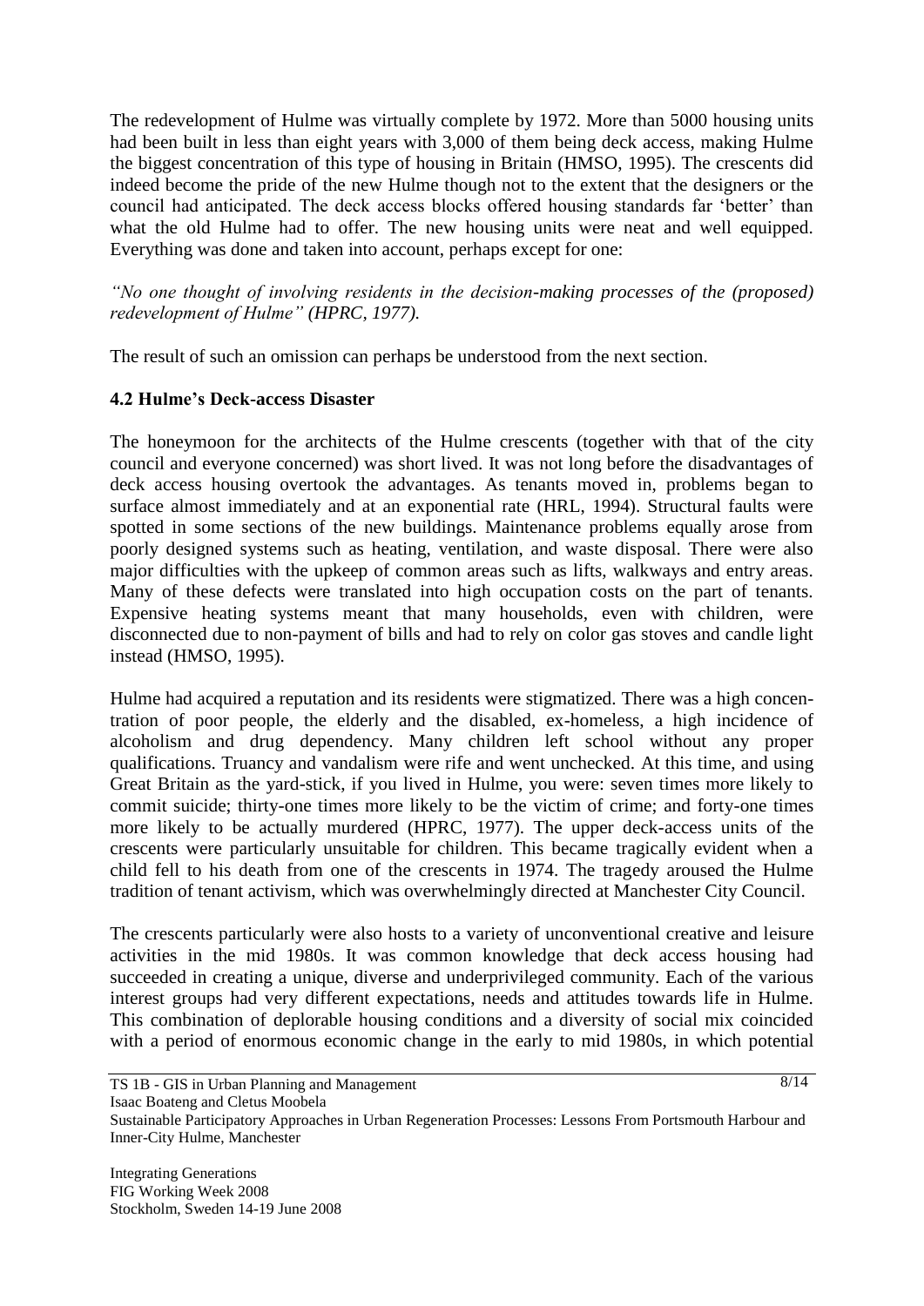The redevelopment of Hulme was virtually complete by 1972. More than 5000 housing units had been built in less than eight years with 3,000 of them being deck access, making Hulme the biggest concentration of this type of housing in Britain (HMSO, 1995). The crescents did indeed become the pride of the new Hulme though not to the extent that the designers or the council had anticipated. The deck access blocks offered housing standards far 'better' than what the old Hulme had to offer. The new housing units were neat and well equipped. Everything was done and taken into account, perhaps except for one:

*"No one thought of involving residents in the decision-making processes of the (proposed) redevelopment of Hulme" (HPRC, 1977).*

The result of such an omission can perhaps be understood from the next section.

### 4.2 Hulme's Deck-access Disaster

The honeymoon for the architects of the Hulme crescents (together with that of the city council and everyone concerned) was short lived. It was not long before the disadvantages of deck access housing overtook the advantages. As tenants moved in, problems began to surface almost immediately and at an exponential rate (HRL, 1994). Structural faults were spotted in some sections of the new buildings. Maintenance problems equally arose from poorly designed systems such as heating, ventilation, and waste disposal. There were also major difficulties with the upkeep of common areas such as lifts, walkways and entry areas. Many of these defects were translated into high occupation costs on the part of tenants. Expensive heating systems meant that many households, even with children, were disconnected due to non-payment of bills and had to rely on color gas stoves and candle light instead (HMSO, 1995).

Hulme had acquired a reputation and its residents were stigmatized. There was a high concentration of poor people, the elderly and the disabled, ex-homeless, a high incidence of alcoholism and drug dependency. Many children left school without any proper qualifications. Truancy and vandalism were rife and went unchecked. At this time, and using Great Britain as the yard-stick, if you lived in Hulme, you were: seven times more likely to commit suicide; thirty-one times more likely to be the victim of crime; and forty-one times more likely to be actually murdered (HPRC, 1977). The upper deck-access units of the crescents were particularly unsuitable for children. This became tragically evident when a child fell to his death from one of the crescents in 1974. The tragedy aroused the Hulme tradition of tenant activism, which was overwhelmingly directed at Manchester City Council.

The crescents particularly were also hosts to a variety of unconventional creative and leisure activities in the mid 1980s. It was common knowledge that deck access housing had succeeded in creating a unique, diverse and underprivileged community. Each of the various interest groups had very different expectations, needs and attitudes towards life in Hulme. This combination of deplorable housing conditions and a diversity of social mix coincided with a period of enormous economic change in the early to mid 1980s, in which potential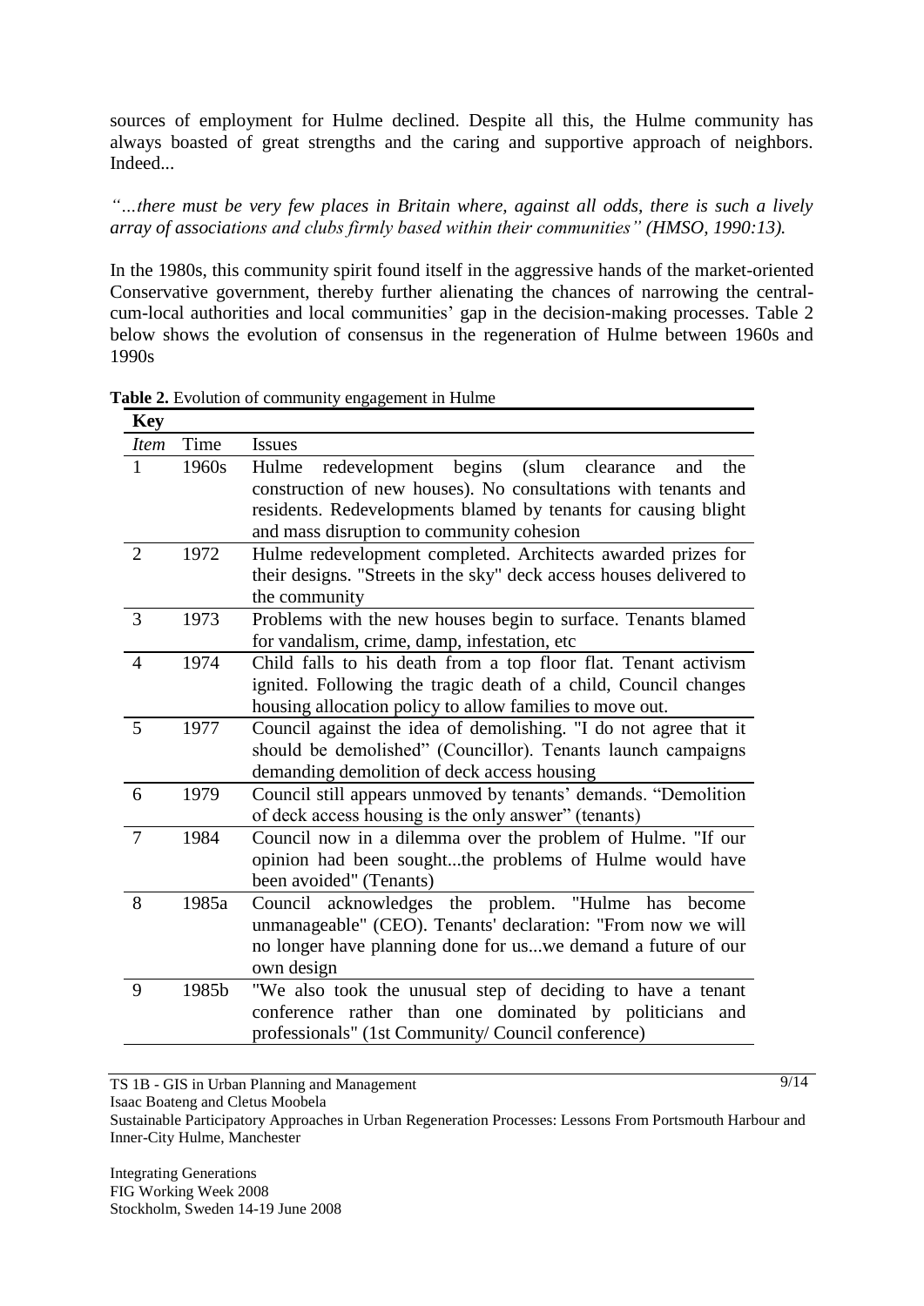sources of employment for Hulme declined. Despite all this, the Hulme community has always boasted of great strengths and the caring and supportive approach of neighbors. Indeed...

*"…there must be very few places in Britain where, against all odds, there is such a lively array of associations and clubs firmly based within their communities" (HMSO, 1990:13).*

In the 1980s, this community spirit found itself in the aggressive hands of the market-oriented Conservative government, thereby further alienating the chances of narrowing the central-cum-local authorities and local communities' gap in the decision-making processes. Table 2 below shows the evolution of consensus in the regeneration of Hulme between 1960s and 1990s

**Table 2.** Evolution of community engagement in Hulme

| **Key** | | |
|---|---|---|
| *Item* | Time | Issues |
| 1 | 1960s | Hulme redevelopment begins (slum clearance and the construction of new houses). No consultations with tenants and residents. Redevelopments blamed by tenants for causing blight and mass disruption to community cohesion |
| 2 | 1972 | Hulme redevelopment completed. Architects awarded prizes for their designs. "Streets in the sky" deck access houses delivered to the community |
| 3 | 1973 | Problems with the new houses begin to surface. Tenants blamed for vandalism, crime, damp, infestation, etc |
| 4 | 1974 | Child falls to his death from a top floor flat. Tenant activism ignited. Following the tragic death of a child, Council changes housing allocation policy to allow families to move out. |
| 5 | 1977 | Council against the idea of demolishing. "I do not agree that it should be demolished" (Councillor). Tenants launch campaigns demanding demolition of deck access housing |
| 6 | 1979 | Council still appears unmoved by tenants' demands. "Demolition of deck access housing is the only answer" (tenants) |
| 7 | 1984 | Council now in a dilemma over the problem of Hulme. "If our opinion had been sought...the problems of Hulme would have been avoided" (Tenants) |
| 8 | 1985a | Council acknowledges the problem. "Hulme has become unmanageable" (CEO). Tenants' declaration: "From now we will no longer have planning done for us...we demand a future of our own design |
| 9 | 1985b | "We also took the unusual step of deciding to have a tenant conference rather than one dominated by politicians and professionals" (1st Community/ Council conference) |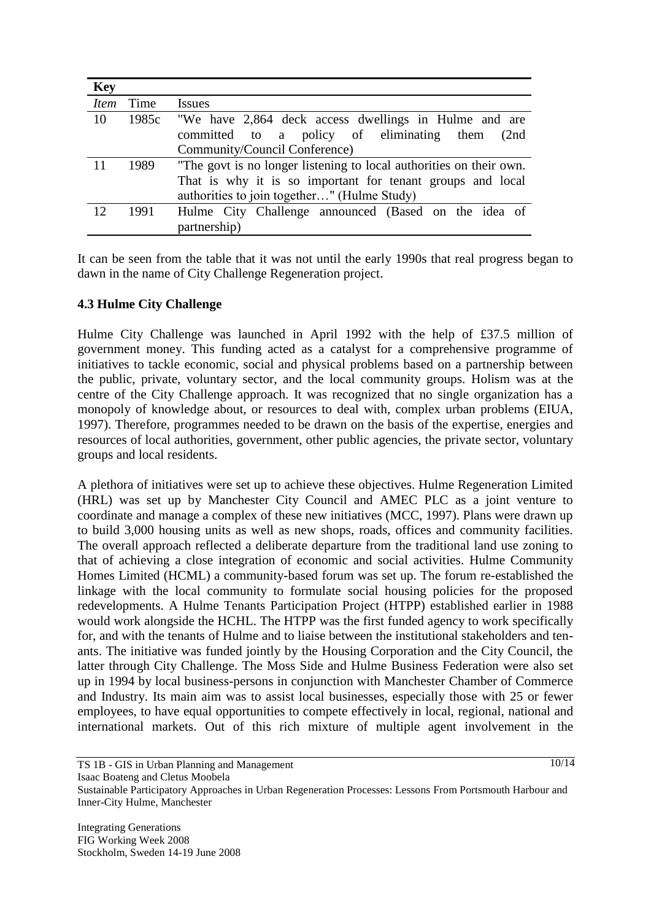| **Key** | | |
|---|---|---|
| *Item* | Time | Issues |
| 10 | 1985c | "We have 2,864 deck access dwellings in Hulme and are committed to a policy of eliminating them (2nd Community/Council Conference) |
| 11 | 1989 | "The govt is no longer listening to local authorities on their own. That is why it is so important for tenant groups and local authorities to join together…" (Hulme Study) |
| 12 | 1991 | Hulme City Challenge announced (Based on the idea of partnership) |

It can be seen from the table that it was not until the early 1990s that real progress began to dawn in the name of City Challenge Regeneration project.

### 4.3 Hulme City Challenge

Hulme City Challenge was launched in April 1992 with the help of £37.5 million of government money. This funding acted as a catalyst for a comprehensive programme of initiatives to tackle economic, social and physical problems based on a partnership between the public, private, voluntary sector, and the local community groups. Holism was at the centre of the City Challenge approach. It was recognized that no single organization has a monopoly of knowledge about, or resources to deal with, complex urban problems (EIUA, 1997). Therefore, programmes needed to be drawn on the basis of the expertise, energies and resources of local authorities, government, other public agencies, the private sector, voluntary groups and local residents.

A plethora of initiatives were set up to achieve these objectives. Hulme Regeneration Limited (HRL) was set up by Manchester City Council and AMEC PLC as a joint venture to coordinate and manage a complex of these new initiatives (MCC, 1997). Plans were drawn up to build 3,000 housing units as well as new shops, roads, offices and community facilities. The overall approach reflected a deliberate departure from the traditional land use zoning to that of achieving a close integration of economic and social activities. Hulme Community Homes Limited (HCML) a community-based forum was set up. The forum re-established the linkage with the local community to formulate social housing policies for the proposed redevelopments. A Hulme Tenants Participation Project (HTPP) established earlier in 1988 would work alongside the HCHL. The HTPP was the first funded agency to work specifically for, and with the tenants of Hulme and to liaise between the institutional stakeholders and tenants. The initiative was funded jointly by the Housing Corporation and the City Council, the latter through City Challenge. The Moss Side and Hulme Business Federation were also set up in 1994 by local business-persons in conjunction with Manchester Chamber of Commerce and Industry. Its main aim was to assist local businesses, especially those with 25 or fewer employees, to have equal opportunities to compete effectively in local, regional, national and international markets. Out of this rich mixture of multiple agent involvement in the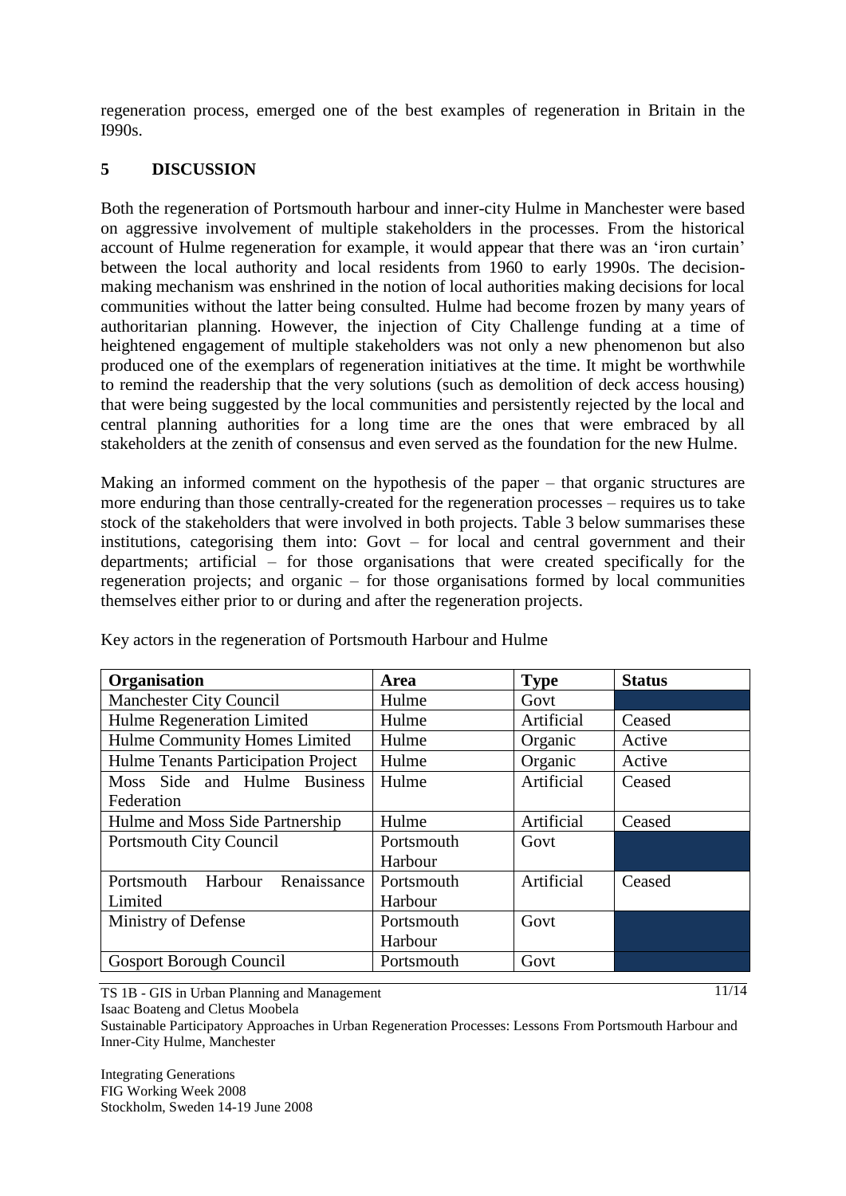regeneration process, emerged one of the best examples of regeneration in Britain in the I990s.

## 5 DISCUSSION

Both the regeneration of Portsmouth harbour and inner-city Hulme in Manchester were based on aggressive involvement of multiple stakeholders in the processes. From the historical account of Hulme regeneration for example, it would appear that there was an 'iron curtain' between the local authority and local residents from 1960 to early 1990s. The decision-making mechanism was enshrined in the notion of local authorities making decisions for local communities without the latter being consulted. Hulme had become frozen by many years of authoritarian planning. However, the injection of City Challenge funding at a time of heightened engagement of multiple stakeholders was not only a new phenomenon but also produced one of the exemplars of regeneration initiatives at the time. It might be worthwhile to remind the readership that the very solutions (such as demolition of deck access housing) that were being suggested by the local communities and persistently rejected by the local and central planning authorities for a long time are the ones that were embraced by all stakeholders at the zenith of consensus and even served as the foundation for the new Hulme.

Making an informed comment on the hypothesis of the paper – that organic structures are more enduring than those centrally-created for the regeneration processes – requires us to take stock of the stakeholders that were involved in both projects. Table 3 below summarises these institutions, categorising them into: Govt – for local and central government and their departments; artificial – for those organisations that were created specifically for the regeneration projects; and organic – for those organisations formed by local communities themselves either prior to or during and after the regeneration projects.

Key actors in the regeneration of Portsmouth Harbour and Hulme

| Organisation | Area | Type | Status |
|---|---|---|---|
| Manchester City Council | Hulme | Govt | |
| Hulme Regeneration Limited | Hulme | Artificial | Ceased |
| Hulme Community Homes Limited | Hulme | Organic | Active |
| Hulme Tenants Participation Project | Hulme | Organic | Active |
| Moss Side and Hulme Business Federation | Hulme | Artificial | Ceased |
| Hulme and Moss Side Partnership | Hulme | Artificial | Ceased |
| Portsmouth City Council | Portsmouth Harbour | Govt | |
| Portsmouth Harbour Renaissance Limited | Portsmouth Harbour | Artificial | Ceased |
| Ministry of Defense | Portsmouth Harbour | Govt | |
| Gosport Borough Council | Portsmouth | Govt | |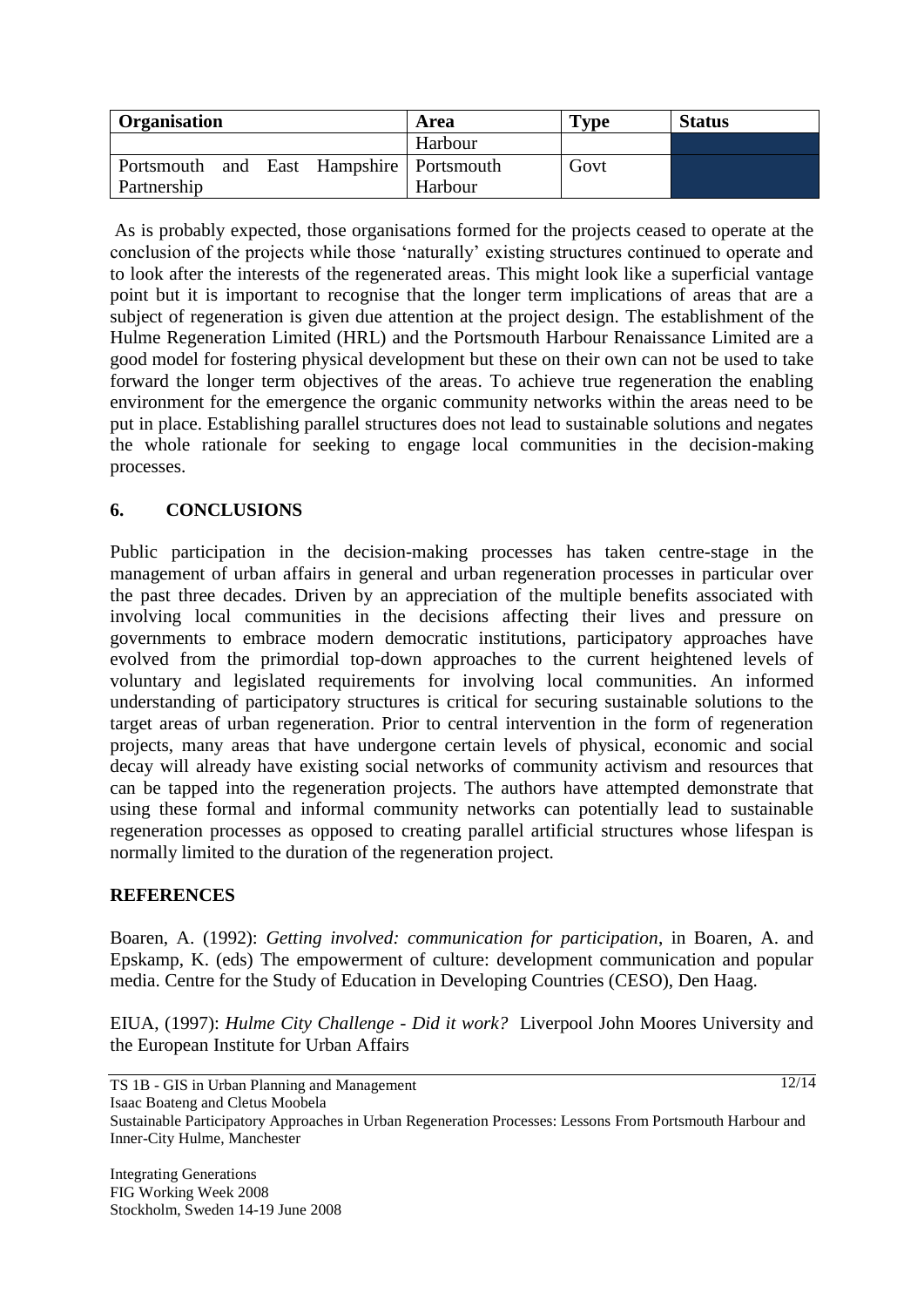| Organisation | Area | Type | Status |
| --- | --- | --- | --- |
| | Harbour | | |
| Portsmouth and East Hampshire Partnership | Portsmouth Harbour | Govt | |

As is probably expected, those organisations formed for the projects ceased to operate at the conclusion of the projects while those 'naturally' existing structures continued to operate and to look after the interests of the regenerated areas. This might look like a superficial vantage point but it is important to recognise that the longer term implications of areas that are a subject of regeneration is given due attention at the project design. The establishment of the Hulme Regeneration Limited (HRL) and the Portsmouth Harbour Renaissance Limited are a good model for fostering physical development but these on their own can not be used to take forward the longer term objectives of the areas. To achieve true regeneration the enabling environment for the emergence the organic community networks within the areas need to be put in place. Establishing parallel structures does not lead to sustainable solutions and negates the whole rationale for seeking to engage local communities in the decision-making processes.

## 6. CONCLUSIONS

Public participation in the decision-making processes has taken centre-stage in the management of urban affairs in general and urban regeneration processes in particular over the past three decades. Driven by an appreciation of the multiple benefits associated with involving local communities in the decisions affecting their lives and pressure on governments to embrace modern democratic institutions, participatory approaches have evolved from the primordial top-down approaches to the current heightened levels of voluntary and legislated requirements for involving local communities. An informed understanding of participatory structures is critical for securing sustainable solutions to the target areas of urban regeneration. Prior to central intervention in the form of regeneration projects, many areas that have undergone certain levels of physical, economic and social decay will already have existing social networks of community activism and resources that can be tapped into the regeneration projects. The authors have attempted demonstrate that using these formal and informal community networks can potentially lead to sustainable regeneration processes as opposed to creating parallel artificial structures whose lifespan is normally limited to the duration of the regeneration project.

## REFERENCES

Boaren, A. (1992): *Getting involved: communication for participation*, in Boaren, A. and Epskamp, K. (eds) The empowerment of culture: development communication and popular media. Centre for the Study of Education in Developing Countries (CESO), Den Haag.

EIUA, (1997): *Hulme City Challenge - Did it work?* Liverpool John Moores University and the European Institute for Urban Affairs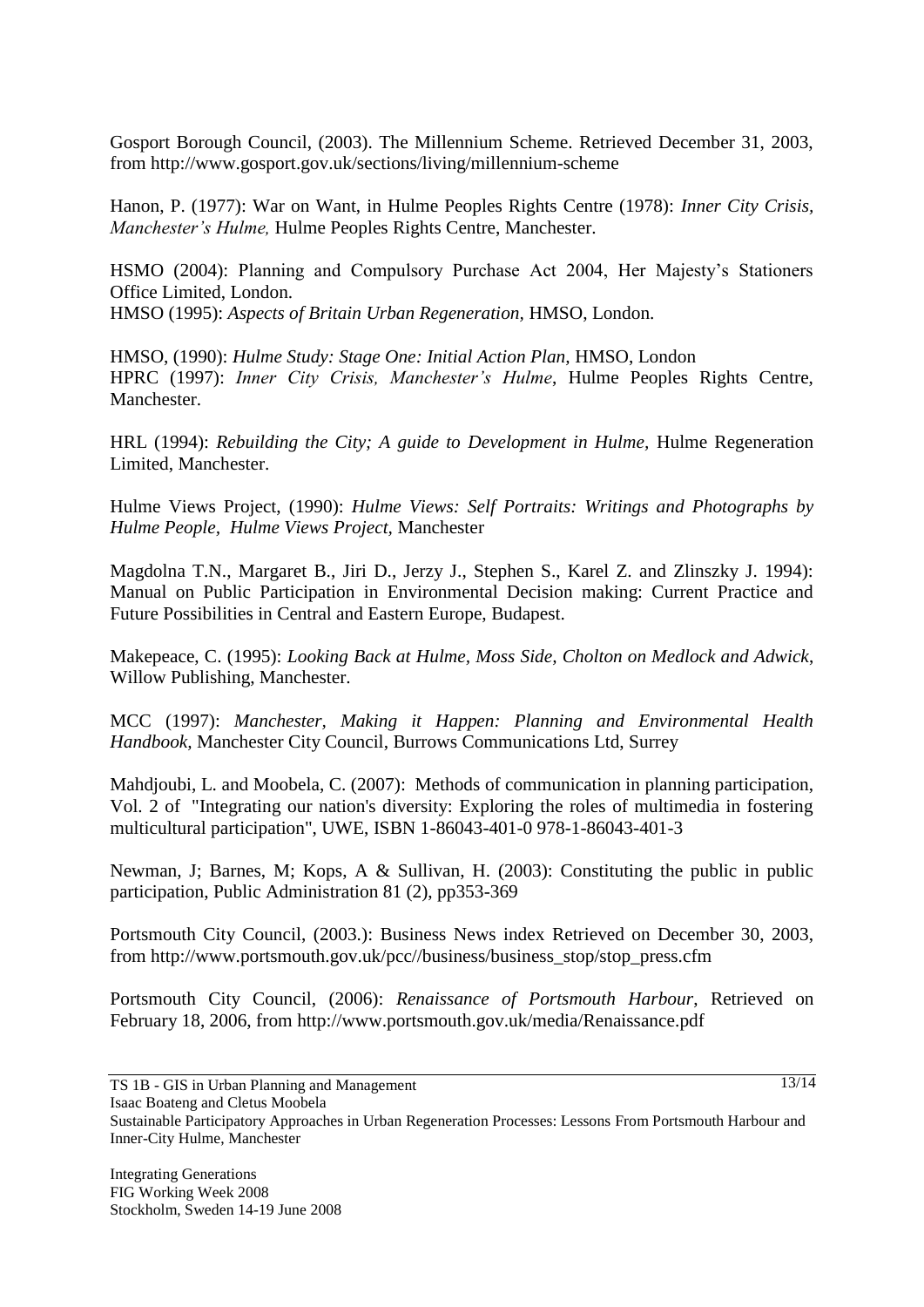Gosport Borough Council, (2003). The Millennium Scheme. Retrieved December 31, 2003, from http://www.gosport.gov.uk/sections/living/millennium-scheme

Hanon, P. (1977): War on Want, in Hulme Peoples Rights Centre (1978): *Inner City Crisis, Manchester's Hulme,* Hulme Peoples Rights Centre, Manchester.

HSMO (2004): Planning and Compulsory Purchase Act 2004, Her Majesty's Stationers Office Limited, London.
HMSO (1995): *Aspects of Britain Urban Regeneration*, HMSO, London.

HMSO, (1990): *Hulme Study: Stage One: Initial Action Plan,* HMSO, London
HPRC (1997): *Inner City Crisis, Manchester's Hulme*, Hulme Peoples Rights Centre, Manchester.

HRL (1994): *Rebuilding the City; A guide to Development in Hulme*, Hulme Regeneration Limited, Manchester.

Hulme Views Project, (1990): *Hulme Views: Self Portraits: Writings and Photographs by Hulme People, Hulme Views Project*, Manchester

Magdolna T.N., Margaret B., Jiri D., Jerzy J., Stephen S., Karel Z. and Zlinszky J. 1994): Manual on Public Participation in Environmental Decision making: Current Practice and Future Possibilities in Central and Eastern Europe, Budapest.

Makepeace, C. (1995): *Looking Back at Hulme, Moss Side, Cholton on Medlock and Adwick*, Willow Publishing, Manchester.

MCC (1997): *Manchester, Making it Happen: Planning and Environmental Health Handbook,* Manchester City Council, Burrows Communications Ltd, Surrey

Mahdjoubi, L. and Moobela, C. (2007): Methods of communication in planning participation, Vol. 2 of "Integrating our nation's diversity: Exploring the roles of multimedia in fostering multicultural participation", UWE, ISBN 1-86043-401-0 978-1-86043-401-3

Newman, J; Barnes, M; Kops, A & Sullivan, H. (2003): Constituting the public in public participation, Public Administration 81 (2), pp353-369

Portsmouth City Council, (2003.): Business News index Retrieved on December 30, 2003, from http://www.portsmouth.gov.uk/pcc//business/business_stop/stop_press.cfm

Portsmouth City Council, (2006): *Renaissance of Portsmouth Harbour*, Retrieved on February 18, 2006, from http://www.portsmouth.gov.uk/media/Renaissance.pdf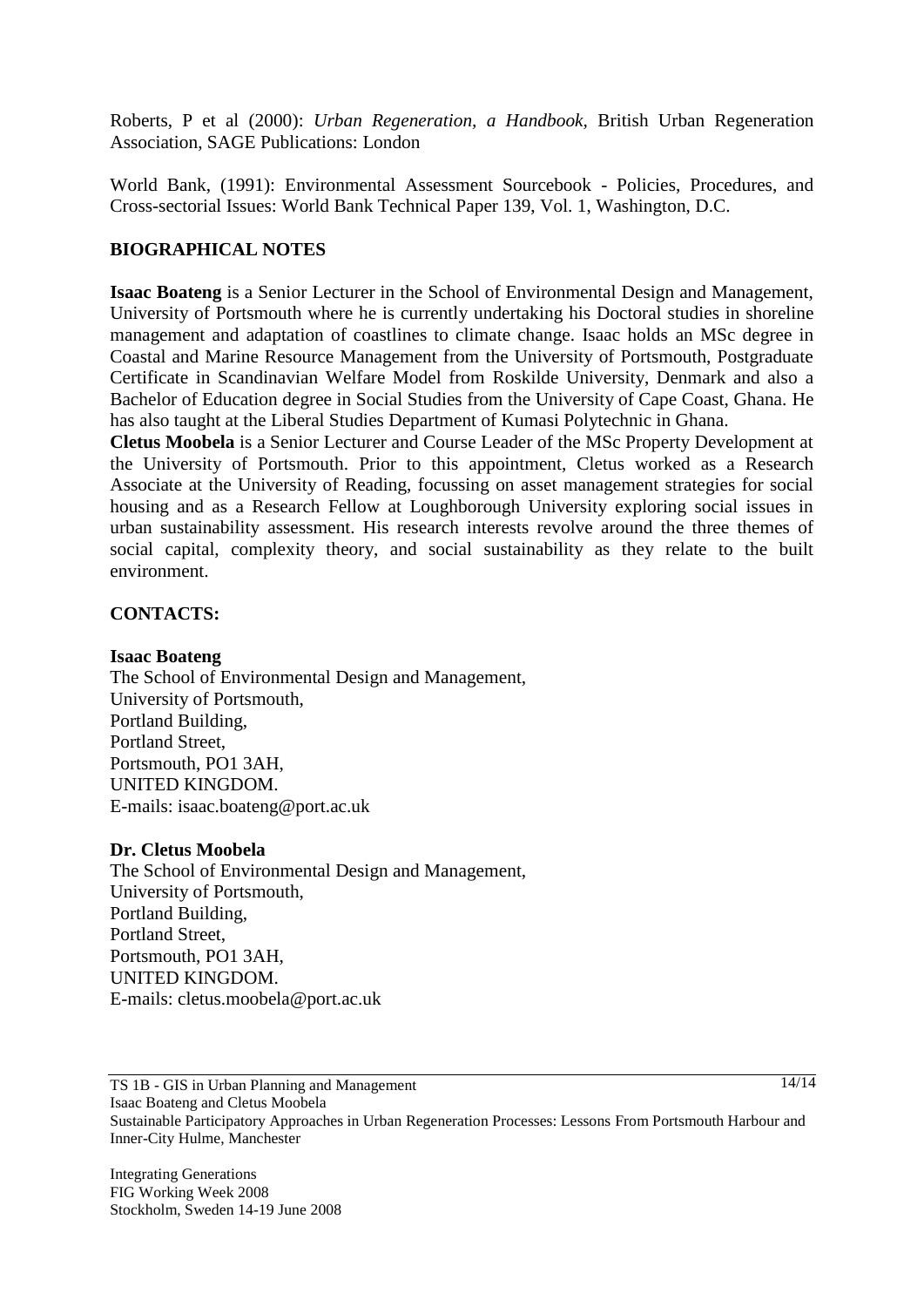Roberts, P et al (2000): *Urban Regeneration, a Handbook*, British Urban Regeneration Association, SAGE Publications: London

World Bank, (1991): Environmental Assessment Sourcebook - Policies, Procedures, and Cross-sectorial Issues: World Bank Technical Paper 139, Vol. 1, Washington, D.C.

## BIOGRAPHICAL NOTES

**Isaac Boateng** is a Senior Lecturer in the School of Environmental Design and Management, University of Portsmouth where he is currently undertaking his Doctoral studies in shoreline management and adaptation of coastlines to climate change. Isaac holds an MSc degree in Coastal and Marine Resource Management from the University of Portsmouth, Postgraduate Certificate in Scandinavian Welfare Model from Roskilde University, Denmark and also a Bachelor of Education degree in Social Studies from the University of Cape Coast, Ghana. He has also taught at the Liberal Studies Department of Kumasi Polytechnic in Ghana.

**Cletus Moobela** is a Senior Lecturer and Course Leader of the MSc Property Development at the University of Portsmouth. Prior to this appointment, Cletus worked as a Research Associate at the University of Reading, focussing on asset management strategies for social housing and as a Research Fellow at Loughborough University exploring social issues in urban sustainability assessment. His research interests revolve around the three themes of social capital, complexity theory, and social sustainability as they relate to the built environment.

## CONTACTS:

**Isaac Boateng**
The School of Environmental Design and Management,
University of Portsmouth,
Portland Building,
Portland Street,
Portsmouth, PO1 3AH,
UNITED KINGDOM.
E-mails: isaac.boateng@port.ac.uk

**Dr. Cletus Moobela**
The School of Environmental Design and Management,
University of Portsmouth,
Portland Building,
Portland Street,
Portsmouth, PO1 3AH,
UNITED KINGDOM.
E-mails: cletus.moobela@port.ac.uk